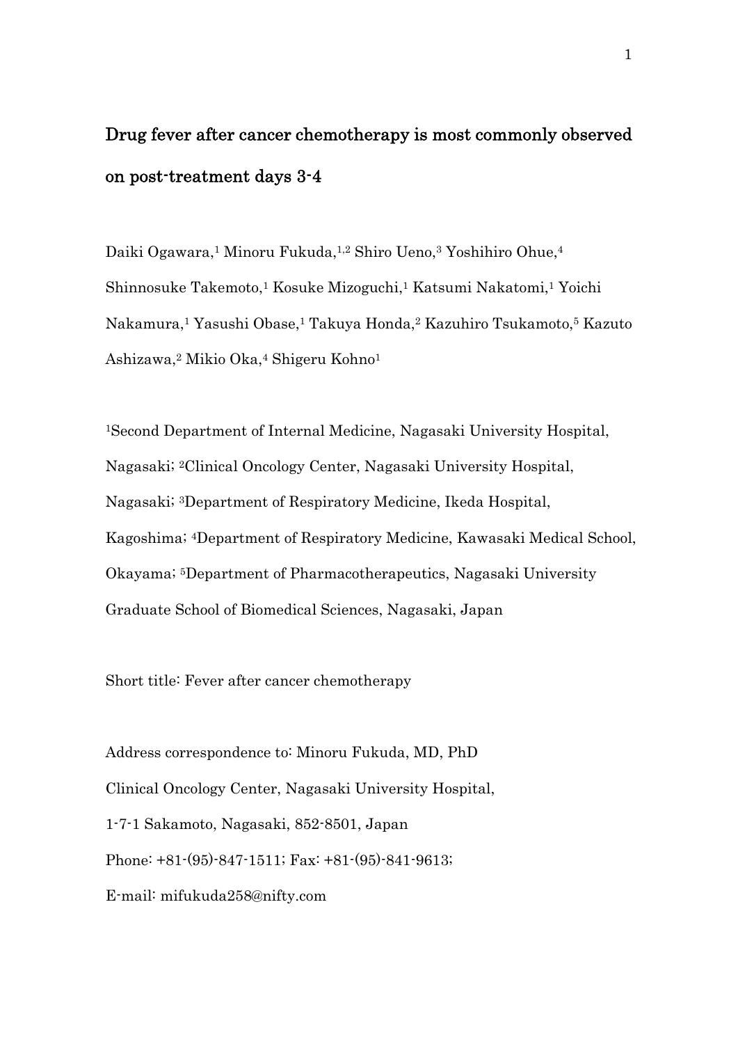# Drug fever after cancer chemotherapy is most commonly observed on post-treatment days 3-4

Daiki Ogawara,[1] Minoru Fukuda,[1,2] Shiro Ueno,[3] Yoshihiro Ohue,[4] Shinnosuke Takemoto,[1] Kosuke Mizoguchi,[1] Katsumi Nakatomi,[1] Yoichi Nakamura,[1] Yasushi Obase,[1] Takuya Honda,[2] Kazuhiro Tsukamoto,[5] Kazuto Ashizawa,[2] Mikio Oka,[4] Shigeru Kohno[1]

[1]Second Department of Internal Medicine, Nagasaki University Hospital, Nagasaki; [2]Clinical Oncology Center, Nagasaki University Hospital, Nagasaki; [3]Department of Respiratory Medicine, Ikeda Hospital, Kagoshima; [4]Department of Respiratory Medicine, Kawasaki Medical School, Okayama; [5]Department of Pharmacotherapeutics, Nagasaki University Graduate School of Biomedical Sciences, Nagasaki, Japan

Short title: Fever after cancer chemotherapy

Address correspondence to: Minoru Fukuda, MD, PhD

Clinical Oncology Center, Nagasaki University Hospital,

1-7-1 Sakamoto, Nagasaki, 852-8501, Japan

Phone: +81-(95)-847-1511; Fax: +81-(95)-841-9613;

E-mail: mifukuda258@nifty.com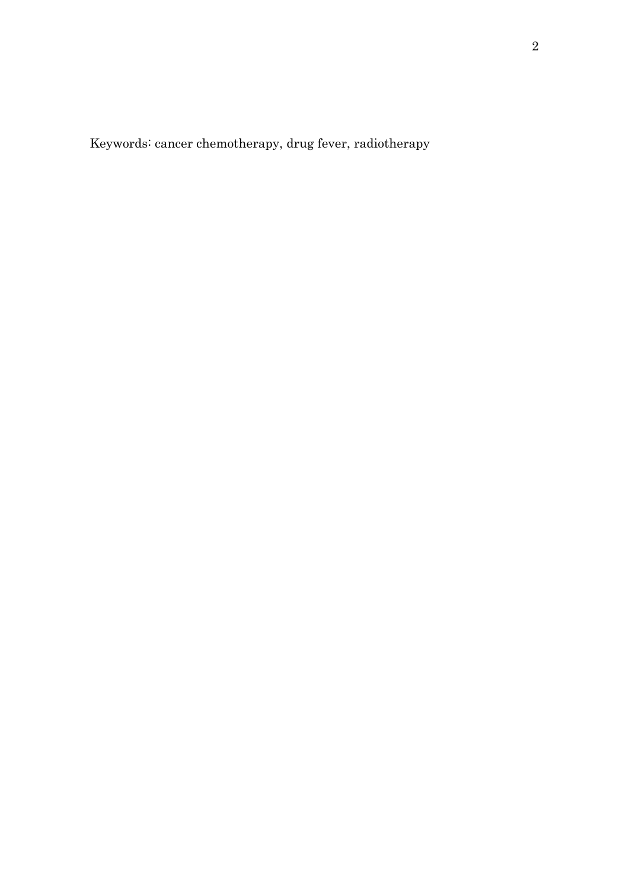Keywords: cancer chemotherapy, drug fever, radiotherapy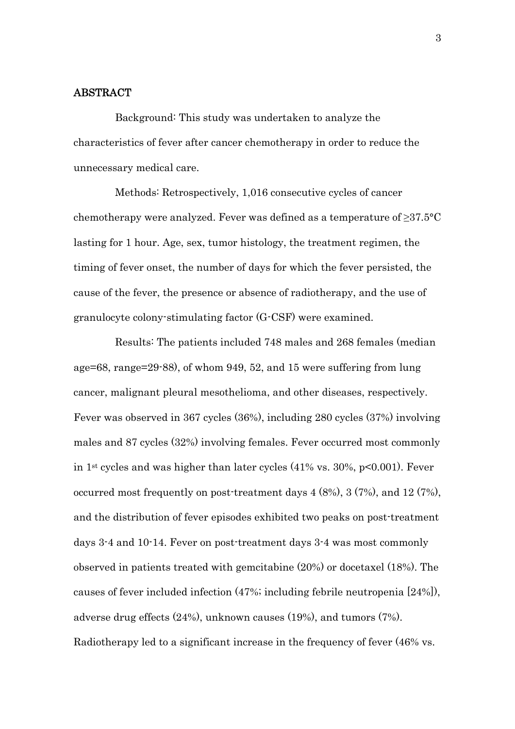## ABSTRACT

Background: This study was undertaken to analyze the characteristics of fever after cancer chemotherapy in order to reduce the unnecessary medical care.

Methods: Retrospectively, 1,016 consecutive cycles of cancer chemotherapy were analyzed. Fever was defined as a temperature of ≥37.5°C lasting for 1 hour. Age, sex, tumor histology, the treatment regimen, the timing of fever onset, the number of days for which the fever persisted, the cause of the fever, the presence or absence of radiotherapy, and the use of granulocyte colony-stimulating factor (G-CSF) were examined.

Results: The patients included 748 males and 268 females (median age=68, range=29-88), of whom 949, 52, and 15 were suffering from lung cancer, malignant pleural mesothelioma, and other diseases, respectively. Fever was observed in 367 cycles (36%), including 280 cycles (37%) involving males and 87 cycles (32%) involving females. Fever occurred most commonly in 1st cycles and was higher than later cycles (41% vs. 30%, $p<0.001$). Fever occurred most frequently on post-treatment days 4 (8%), 3 (7%), and 12 (7%), and the distribution of fever episodes exhibited two peaks on post-treatment days 3-4 and 10-14. Fever on post-treatment days 3-4 was most commonly observed in patients treated with gemcitabine (20%) or docetaxel (18%). The causes of fever included infection (47%; including febrile neutropenia [24%]), adverse drug effects (24%), unknown causes (19%), and tumors (7%). Radiotherapy led to a significant increase in the frequency of fever (46% vs.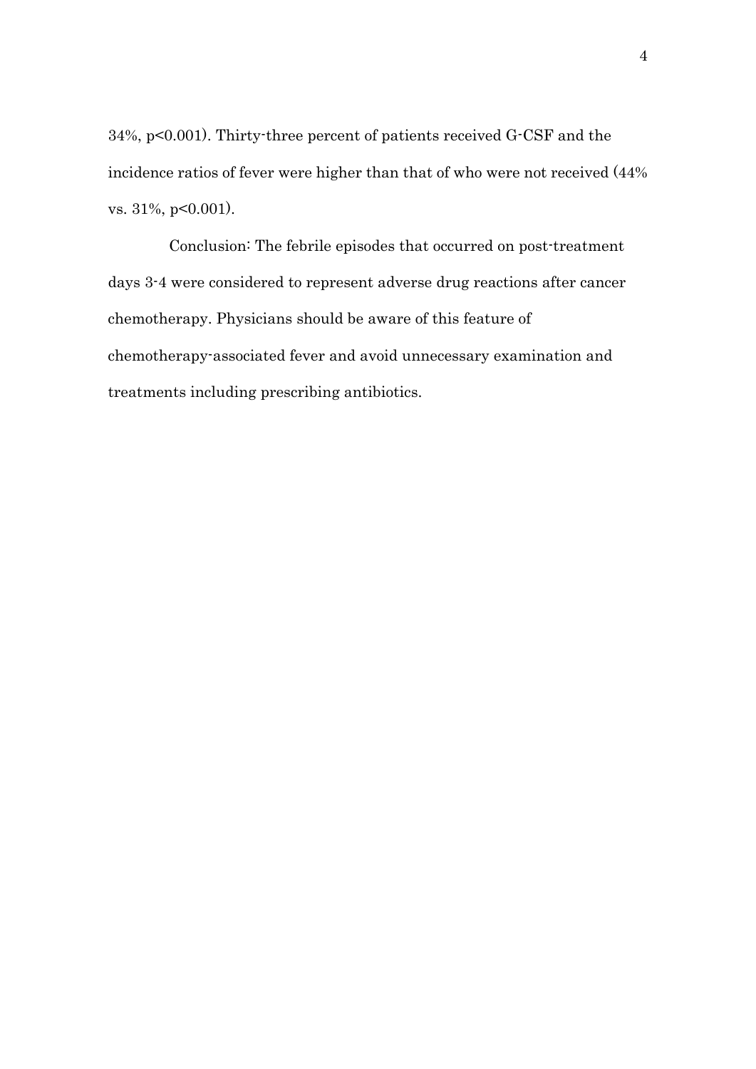34%, $p<0.001$). Thirty-three percent of patients received G-CSF and the incidence ratios of fever were higher than that of who were not received (44% vs. 31%, $p<0.001$).

Conclusion: The febrile episodes that occurred on post-treatment days 3-4 were considered to represent adverse drug reactions after cancer chemotherapy. Physicians should be aware of this feature of chemotherapy-associated fever and avoid unnecessary examination and treatments including prescribing antibiotics.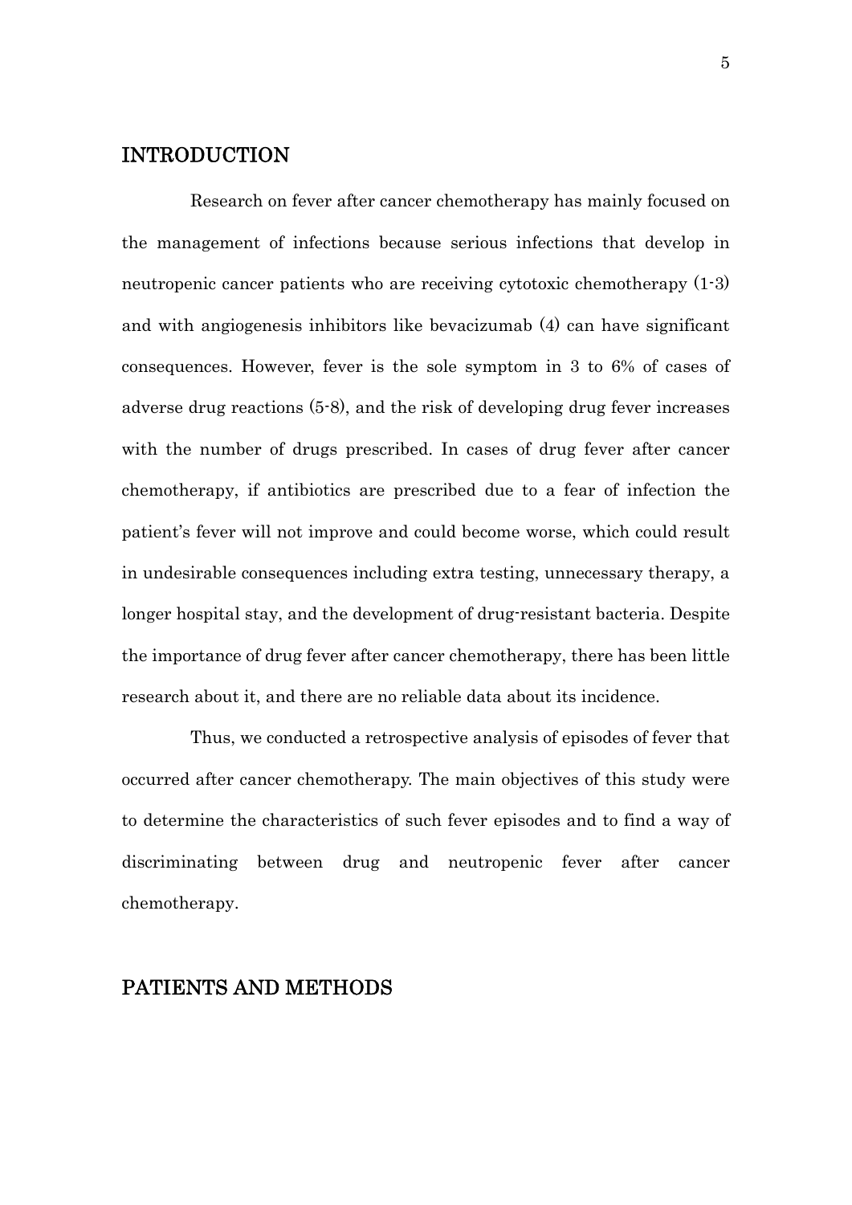## INTRODUCTION

Research on fever after cancer chemotherapy has mainly focused on the management of infections because serious infections that develop in neutropenic cancer patients who are receiving cytotoxic chemotherapy (1-3) and with angiogenesis inhibitors like bevacizumab (4) can have significant consequences. However, fever is the sole symptom in 3 to 6% of cases of adverse drug reactions (5-8), and the risk of developing drug fever increases with the number of drugs prescribed. In cases of drug fever after cancer chemotherapy, if antibiotics are prescribed due to a fear of infection the patient's fever will not improve and could become worse, which could result in undesirable consequences including extra testing, unnecessary therapy, a longer hospital stay, and the development of drug-resistant bacteria. Despite the importance of drug fever after cancer chemotherapy, there has been little research about it, and there are no reliable data about its incidence.

Thus, we conducted a retrospective analysis of episodes of fever that occurred after cancer chemotherapy. The main objectives of this study were to determine the characteristics of such fever episodes and to find a way of discriminating between drug and neutropenic fever after cancer chemotherapy.

## PATIENTS AND METHODS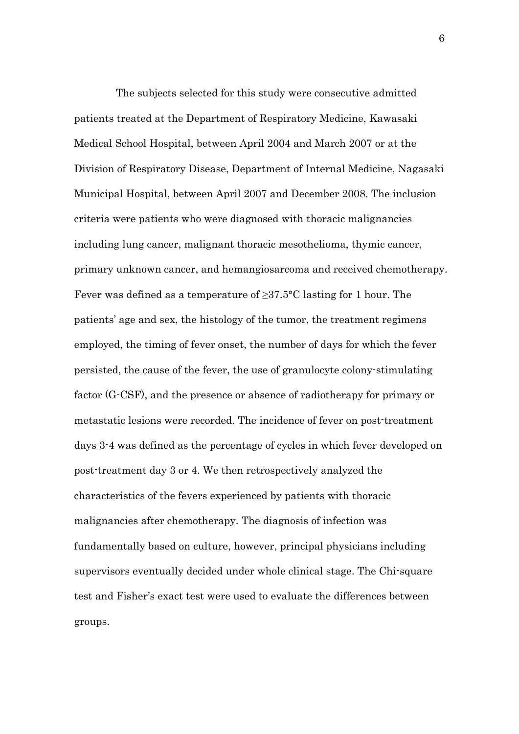The subjects selected for this study were consecutive admitted patients treated at the Department of Respiratory Medicine, Kawasaki Medical School Hospital, between April 2004 and March 2007 or at the Division of Respiratory Disease, Department of Internal Medicine, Nagasaki Municipal Hospital, between April 2007 and December 2008. The inclusion criteria were patients who were diagnosed with thoracic malignancies including lung cancer, malignant thoracic mesothelioma, thymic cancer, primary unknown cancer, and hemangiosarcoma and received chemotherapy. Fever was defined as a temperature of ≥37.5°C lasting for 1 hour. The patients' age and sex, the histology of the tumor, the treatment regimens employed, the timing of fever onset, the number of days for which the fever persisted, the cause of the fever, the use of granulocyte colony-stimulating factor (G-CSF), and the presence or absence of radiotherapy for primary or metastatic lesions were recorded. The incidence of fever on post-treatment days 3-4 was defined as the percentage of cycles in which fever developed on post-treatment day 3 or 4. We then retrospectively analyzed the characteristics of the fevers experienced by patients with thoracic malignancies after chemotherapy. The diagnosis of infection was fundamentally based on culture, however, principal physicians including supervisors eventually decided under whole clinical stage. The Chi-square test and Fisher's exact test were used to evaluate the differences between groups.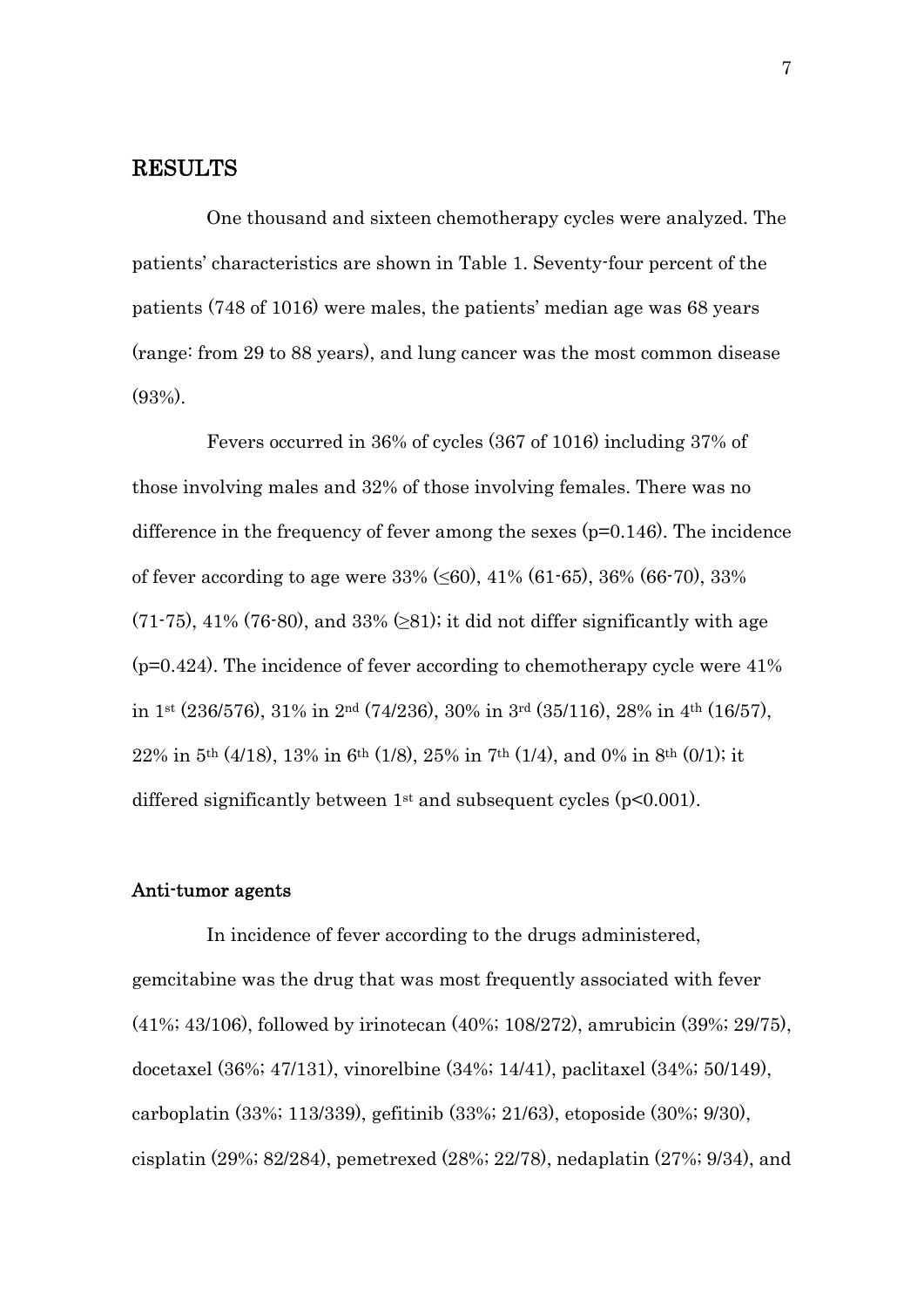## RESULTS

One thousand and sixteen chemotherapy cycles were analyzed. The patients' characteristics are shown in Table 1. Seventy-four percent of the patients (748 of 1016) were males, the patients' median age was 68 years (range: from 29 to 88 years), and lung cancer was the most common disease (93%).

Fevers occurred in 36% of cycles (367 of 1016) including 37% of those involving males and 32% of those involving females. There was no difference in the frequency of fever among the sexes ($p=0.146$). The incidence of fever according to age were 33% (≤60), 41% (61-65), 36% (66-70), 33% (71-75), 41% (76-80), and 33% (≥81); it did not differ significantly with age ($p=0.424$). The incidence of fever according to chemotherapy cycle were 41% in 1st (236/576), 31% in 2nd (74/236), 30% in 3rd (35/116), 28% in 4th (16/57), 22% in 5th (4/18), 13% in 6th (1/8), 25% in 7th (1/4), and 0% in 8th (0/1); it differed significantly between 1st and subsequent cycles ($p<0.001$).

### Anti-tumor agents

In incidence of fever according to the drugs administered, gemcitabine was the drug that was most frequently associated with fever (41%; 43/106), followed by irinotecan (40%; 108/272), amrubicin (39%; 29/75), docetaxel (36%; 47/131), vinorelbine (34%; 14/41), paclitaxel (34%; 50/149), carboplatin (33%; 113/339), gefitinib (33%; 21/63), etoposide (30%; 9/30), cisplatin (29%; 82/284), pemetrexed (28%; 22/78), nedaplatin (27%; 9/34), and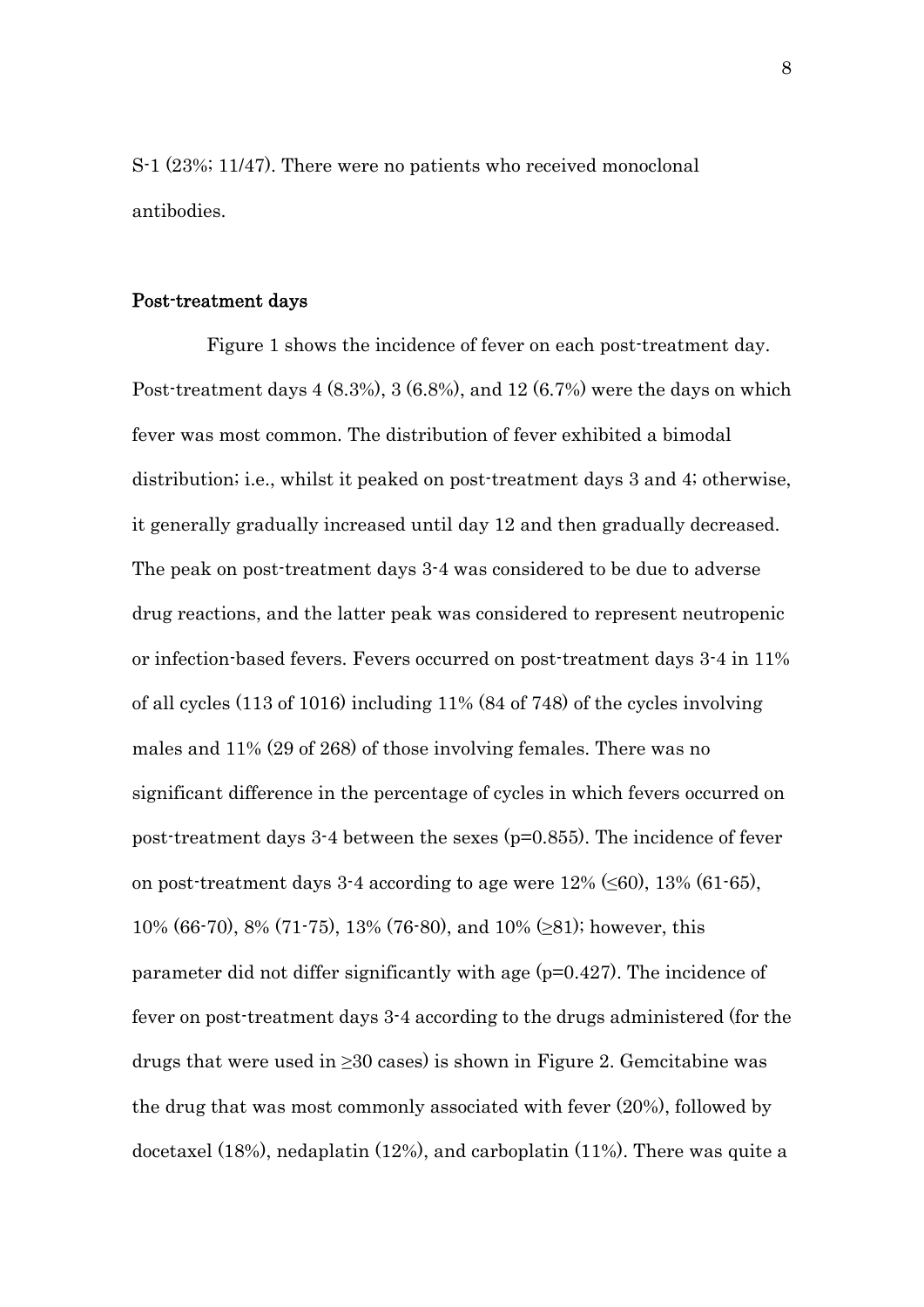S-1 (23%; 11/47). There were no patients who received monoclonal antibodies.

**Post-treatment days**

Figure 1 shows the incidence of fever on each post-treatment day. Post-treatment days 4 (8.3%), 3 (6.8%), and 12 (6.7%) were the days on which fever was most common. The distribution of fever exhibited a bimodal distribution; i.e., whilst it peaked on post-treatment days 3 and 4; otherwise, it generally gradually increased until day 12 and then gradually decreased. The peak on post-treatment days 3-4 was considered to be due to adverse drug reactions, and the latter peak was considered to represent neutropenic or infection-based fevers. Fevers occurred on post-treatment days 3-4 in 11% of all cycles (113 of 1016) including 11% (84 of 748) of the cycles involving males and 11% (29 of 268) of those involving females. There was no significant difference in the percentage of cycles in which fevers occurred on post-treatment days 3-4 between the sexes ($p=0.855$). The incidence of fever on post-treatment days 3-4 according to age were 12% (≤60), 13% (61-65), 10% (66-70), 8% (71-75), 13% (76-80), and 10% (≥81); however, this parameter did not differ significantly with age ($p=0.427$). The incidence of fever on post-treatment days 3-4 according to the drugs administered (for the drugs that were used in ≥30 cases) is shown in Figure 2. Gemcitabine was the drug that was most commonly associated with fever (20%), followed by docetaxel (18%), nedaplatin (12%), and carboplatin (11%). There was quite a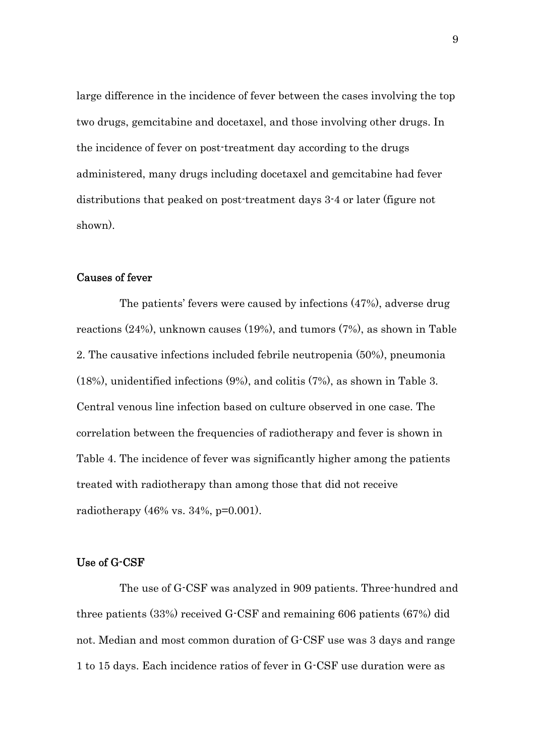large difference in the incidence of fever between the cases involving the top two drugs, gemcitabine and docetaxel, and those involving other drugs. In the incidence of fever on post-treatment day according to the drugs administered, many drugs including docetaxel and gemcitabine had fever distributions that peaked on post-treatment days 3-4 or later (figure not shown).

### Causes of fever

The patients' fevers were caused by infections (47%), adverse drug reactions (24%), unknown causes (19%), and tumors (7%), as shown in Table 2. The causative infections included febrile neutropenia (50%), pneumonia (18%), unidentified infections (9%), and colitis (7%), as shown in Table 3. Central venous line infection based on culture observed in one case. The correlation between the frequencies of radiotherapy and fever is shown in Table 4. The incidence of fever was significantly higher among the patients treated with radiotherapy than among those that did not receive radiotherapy (46% vs. 34%, p=0.001).

### Use of G-CSF

The use of G-CSF was analyzed in 909 patients. Three-hundred and three patients (33%) received G-CSF and remaining 606 patients (67%) did not. Median and most common duration of G-CSF use was 3 days and range 1 to 15 days. Each incidence ratios of fever in G-CSF use duration were as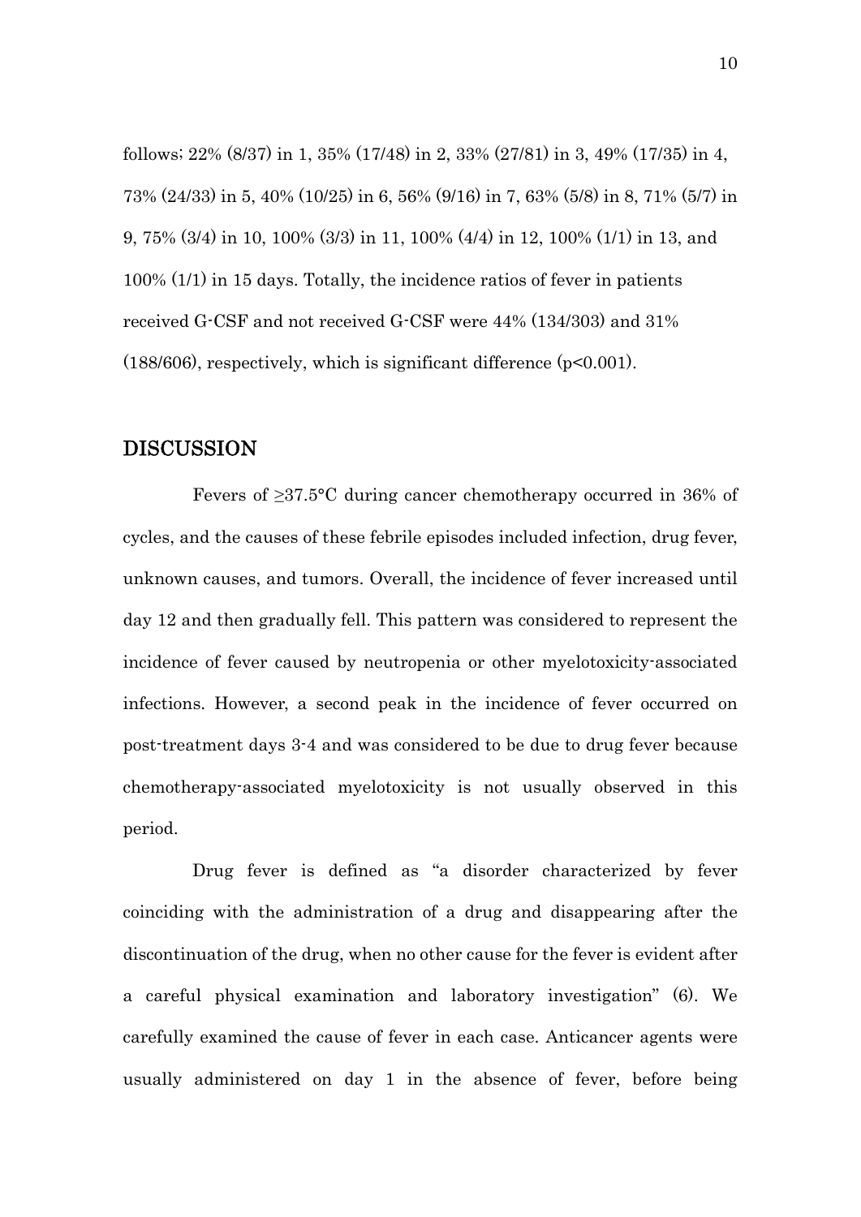follows; 22% (8/37) in 1, 35% (17/48) in 2, 33% (27/81) in 3, 49% (17/35) in 4, 73% (24/33) in 5, 40% (10/25) in 6, 56% (9/16) in 7, 63% (5/8) in 8, 71% (5/7) in 9, 75% (3/4) in 10, 100% (3/3) in 11, 100% (4/4) in 12, 100% (1/1) in 13, and 100% (1/1) in 15 days. Totally, the incidence ratios of fever in patients received G-CSF and not received G-CSF were 44% (134/303) and 31% (188/606), respectively, which is significant difference ($p<0.001$).

## DISCUSSION

Fevers of ≥37.5°C during cancer chemotherapy occurred in 36% of cycles, and the causes of these febrile episodes included infection, drug fever, unknown causes, and tumors. Overall, the incidence of fever increased until day 12 and then gradually fell. This pattern was considered to represent the incidence of fever caused by neutropenia or other myelotoxicity-associated infections. However, a second peak in the incidence of fever occurred on post-treatment days 3-4 and was considered to be due to drug fever because chemotherapy-associated myelotoxicity is not usually observed in this period.

Drug fever is defined as "a disorder characterized by fever coinciding with the administration of a drug and disappearing after the discontinuation of the drug, when no other cause for the fever is evident after a careful physical examination and laboratory investigation" (6). We carefully examined the cause of fever in each case. Anticancer agents were usually administered on day 1 in the absence of fever, before being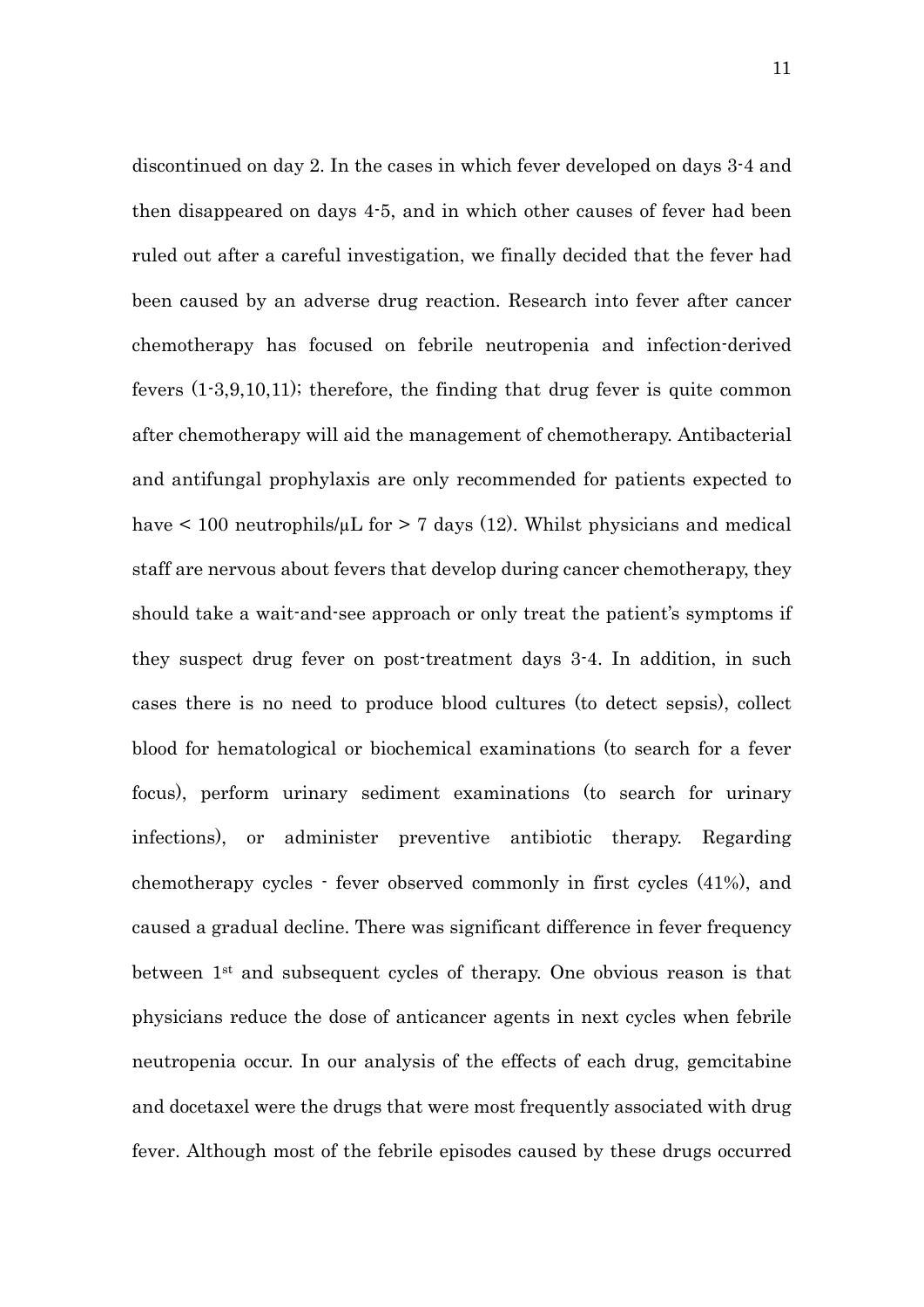discontinued on day 2. In the cases in which fever developed on days 3-4 and then disappeared on days 4-5, and in which other causes of fever had been ruled out after a careful investigation, we finally decided that the fever had been caused by an adverse drug reaction. Research into fever after cancer chemotherapy has focused on febrile neutropenia and infection-derived fevers (1-3,9,10,11); therefore, the finding that drug fever is quite common after chemotherapy will aid the management of chemotherapy. Antibacterial and antifungal prophylaxis are only recommended for patients expected to have < 100 neutrophils/μL for > 7 days (12). Whilst physicians and medical staff are nervous about fevers that develop during cancer chemotherapy, they should take a wait-and-see approach or only treat the patient's symptoms if they suspect drug fever on post-treatment days 3-4. In addition, in such cases there is no need to produce blood cultures (to detect sepsis), collect blood for hematological or biochemical examinations (to search for a fever focus), perform urinary sediment examinations (to search for urinary infections), or administer preventive antibiotic therapy. Regarding chemotherapy cycles - fever observed commonly in first cycles (41%), and caused a gradual decline. There was significant difference in fever frequency between 1st and subsequent cycles of therapy. One obvious reason is that physicians reduce the dose of anticancer agents in next cycles when febrile neutropenia occur. In our analysis of the effects of each drug, gemcitabine and docetaxel were the drugs that were most frequently associated with drug fever. Although most of the febrile episodes caused by these drugs occurred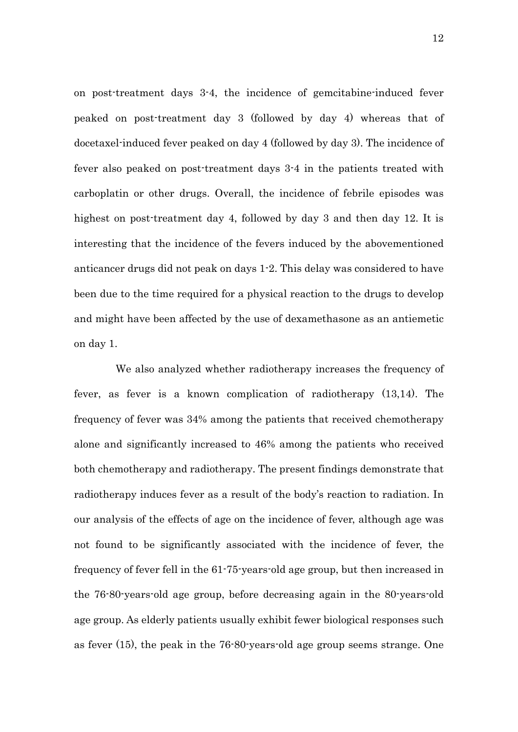on post-treatment days 3-4, the incidence of gemcitabine-induced fever peaked on post-treatment day 3 (followed by day 4) whereas that of docetaxel-induced fever peaked on day 4 (followed by day 3). The incidence of fever also peaked on post-treatment days 3-4 in the patients treated with carboplatin or other drugs. Overall, the incidence of febrile episodes was highest on post-treatment day 4, followed by day 3 and then day 12. It is interesting that the incidence of the fevers induced by the abovementioned anticancer drugs did not peak on days 1-2. This delay was considered to have been due to the time required for a physical reaction to the drugs to develop and might have been affected by the use of dexamethasone as an antiemetic on day 1.

We also analyzed whether radiotherapy increases the frequency of fever, as fever is a known complication of radiotherapy (13,14). The frequency of fever was 34% among the patients that received chemotherapy alone and significantly increased to 46% among the patients who received both chemotherapy and radiotherapy. The present findings demonstrate that radiotherapy induces fever as a result of the body's reaction to radiation. In our analysis of the effects of age on the incidence of fever, although age was not found to be significantly associated with the incidence of fever, the frequency of fever fell in the 61-75-years-old age group, but then increased in the 76-80-years-old age group, before decreasing again in the 80-years-old age group. As elderly patients usually exhibit fewer biological responses such as fever (15), the peak in the 76-80-years-old age group seems strange. One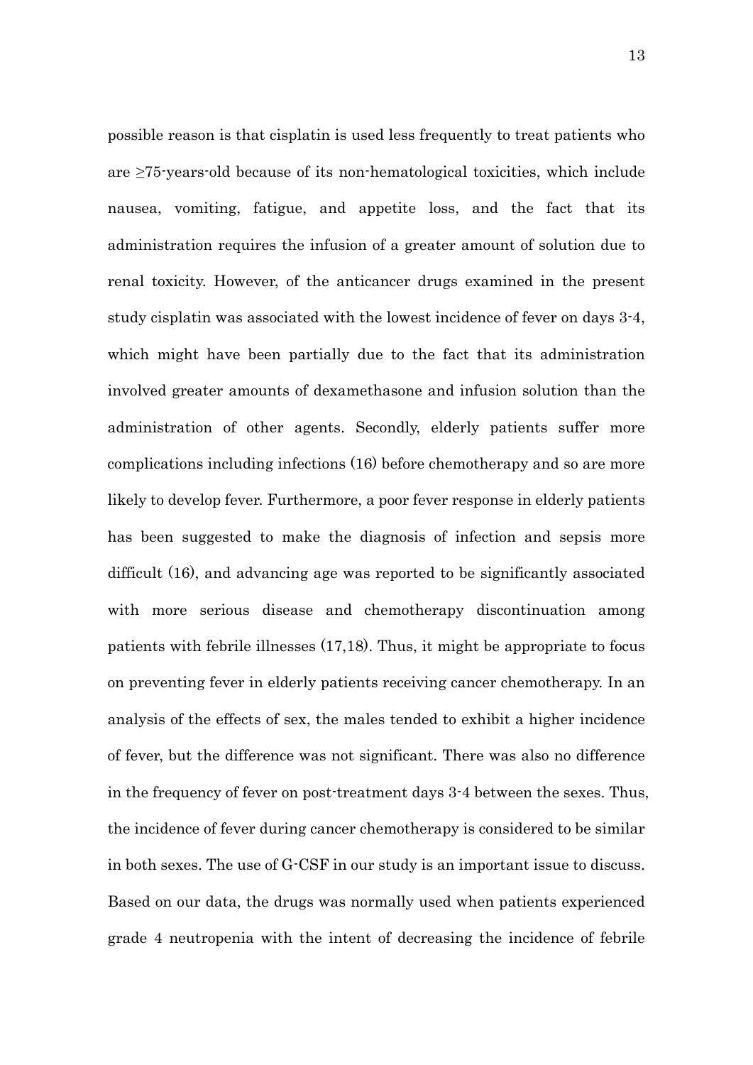possible reason is that cisplatin is used less frequently to treat patients who are ≥75-years-old because of its non-hematological toxicities, which include nausea, vomiting, fatigue, and appetite loss, and the fact that its administration requires the infusion of a greater amount of solution due to renal toxicity. However, of the anticancer drugs examined in the present study cisplatin was associated with the lowest incidence of fever on days 3-4, which might have been partially due to the fact that its administration involved greater amounts of dexamethasone and infusion solution than the administration of other agents. Secondly, elderly patients suffer more complications including infections (16) before chemotherapy and so are more likely to develop fever. Furthermore, a poor fever response in elderly patients has been suggested to make the diagnosis of infection and sepsis more difficult (16), and advancing age was reported to be significantly associated with more serious disease and chemotherapy discontinuation among patients with febrile illnesses (17,18). Thus, it might be appropriate to focus on preventing fever in elderly patients receiving cancer chemotherapy. In an analysis of the effects of sex, the males tended to exhibit a higher incidence of fever, but the difference was not significant. There was also no difference in the frequency of fever on post-treatment days 3-4 between the sexes. Thus, the incidence of fever during cancer chemotherapy is considered to be similar in both sexes. The use of G-CSF in our study is an important issue to discuss. Based on our data, the drugs was normally used when patients experienced grade 4 neutropenia with the intent of decreasing the incidence of febrile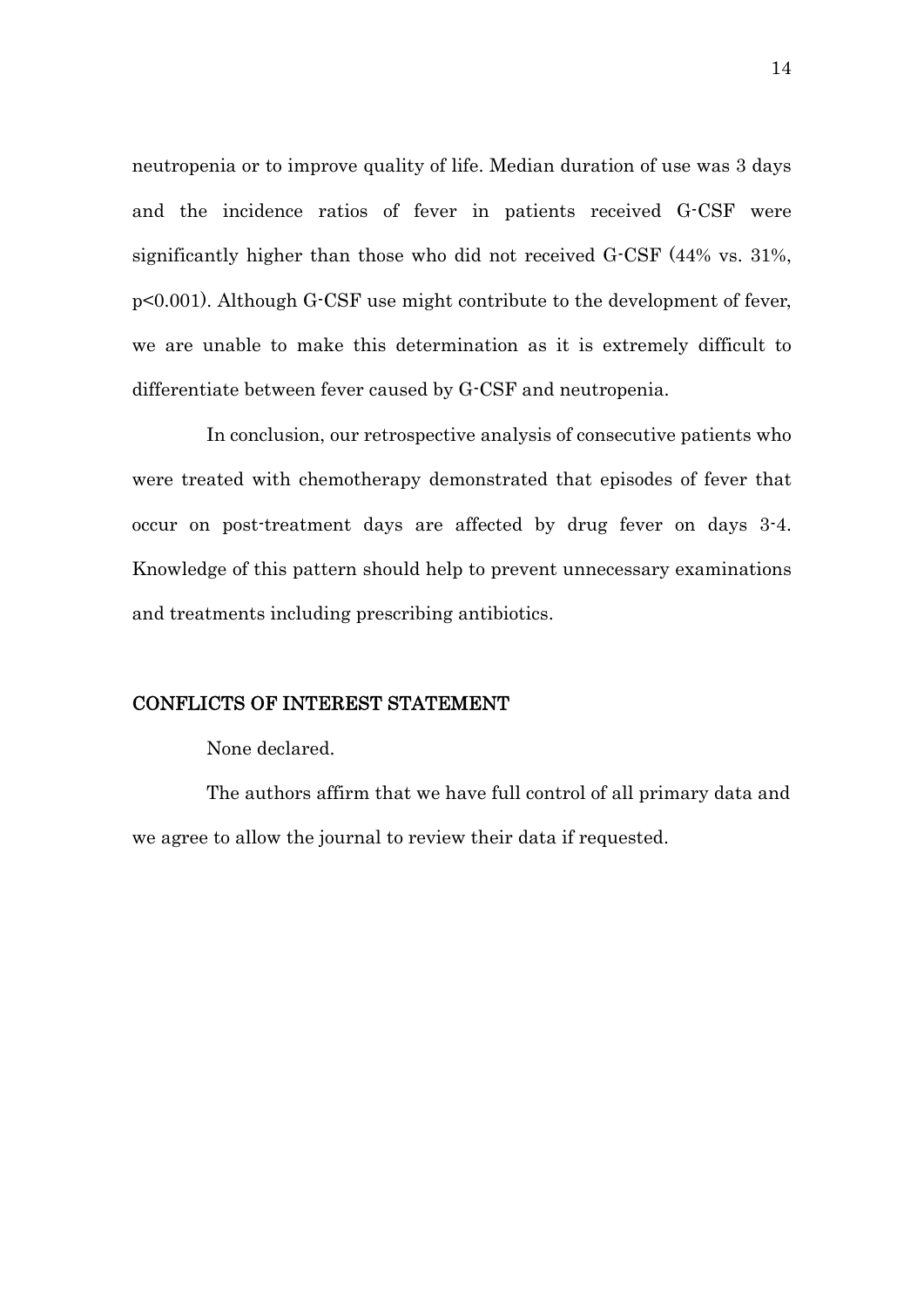neutropenia or to improve quality of life. Median duration of use was 3 days and the incidence ratios of fever in patients received G-CSF were significantly higher than those who did not received G-CSF (44% vs. 31%, $p<0.001$). Although G-CSF use might contribute to the development of fever, we are unable to make this determination as it is extremely difficult to differentiate between fever caused by G-CSF and neutropenia.

In conclusion, our retrospective analysis of consecutive patients who were treated with chemotherapy demonstrated that episodes of fever that occur on post-treatment days are affected by drug fever on days 3-4. Knowledge of this pattern should help to prevent unnecessary examinations and treatments including prescribing antibiotics.

## CONFLICTS OF INTEREST STATEMENT

None declared.

The authors affirm that we have full control of all primary data and we agree to allow the journal to review their data if requested.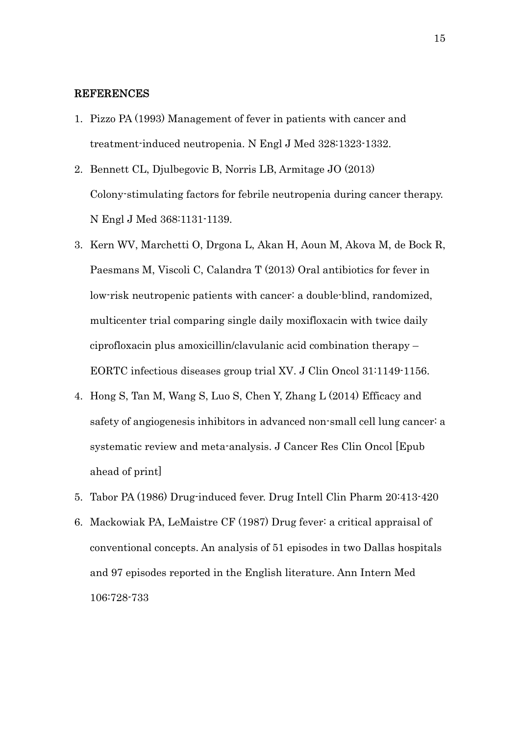## REFERENCES

1. Pizzo PA (1993) Management of fever in patients with cancer and treatment-induced neutropenia. N Engl J Med 328:1323-1332.
2. Bennett CL, Djulbegovic B, Norris LB, Armitage JO (2013) Colony-stimulating factors for febrile neutropenia during cancer therapy. N Engl J Med 368:1131-1139.
3. Kern WV, Marchetti O, Drgona L, Akan H, Aoun M, Akova M, de Bock R, Paesmans M, Viscoli C, Calandra T (2013) Oral antibiotics for fever in low-risk neutropenic patients with cancer: a double-blind, randomized, multicenter trial comparing single daily moxifloxacin with twice daily ciprofloxacin plus amoxicillin/clavulanic acid combination therapy – EORTC infectious diseases group trial XV. J Clin Oncol 31:1149-1156.
4. Hong S, Tan M, Wang S, Luo S, Chen Y, Zhang L (2014) Efficacy and safety of angiogenesis inhibitors in advanced non-small cell lung cancer: a systematic review and meta-analysis. J Cancer Res Clin Oncol [Epub ahead of print]
5. Tabor PA (1986) Drug-induced fever. Drug Intell Clin Pharm 20:413-420
6. Mackowiak PA, LeMaistre CF (1987) Drug fever: a critical appraisal of conventional concepts. An analysis of 51 episodes in two Dallas hospitals and 97 episodes reported in the English literature. Ann Intern Med 106:728-733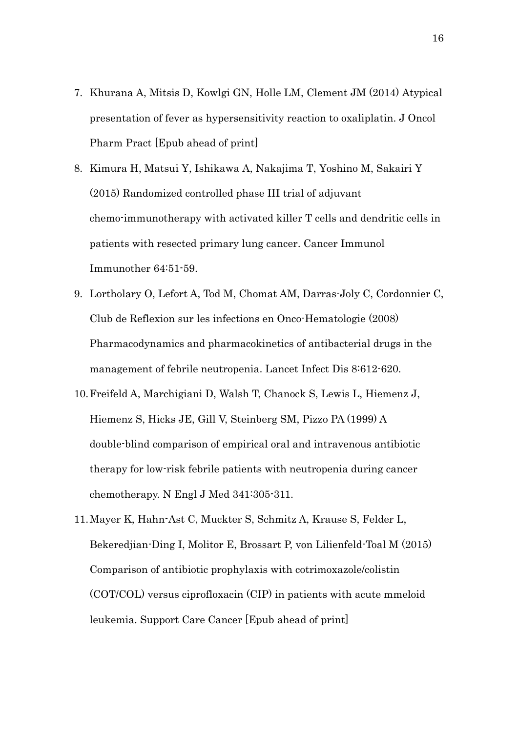7. Khurana A, Mitsis D, Kowlgi GN, Holle LM, Clement JM (2014) Atypical presentation of fever as hypersensitivity reaction to oxaliplatin. J Oncol Pharm Pract [Epub ahead of print]
8. Kimura H, Matsui Y, Ishikawa A, Nakajima T, Yoshino M, Sakairi Y (2015) Randomized controlled phase III trial of adjuvant chemo-immunotherapy with activated killer T cells and dendritic cells in patients with resected primary lung cancer. Cancer Immunol Immunother 64:51-59.
9. Lortholary O, Lefort A, Tod M, Chomat AM, Darras-Joly C, Cordonnier C, Club de Reflexion sur les infections en Onco-Hematologie (2008) Pharmacodynamics and pharmacokinetics of antibacterial drugs in the management of febrile neutropenia. Lancet Infect Dis 8:612-620.
10. Freifeld A, Marchigiani D, Walsh T, Chanock S, Lewis L, Hiemenz J, Hiemenz S, Hicks JE, Gill V, Steinberg SM, Pizzo PA (1999) A double-blind comparison of empirical oral and intravenous antibiotic therapy for low-risk febrile patients with neutropenia during cancer chemotherapy. N Engl J Med 341:305-311.
11. Mayer K, Hahn-Ast C, Muckter S, Schmitz A, Krause S, Felder L, Bekeredjian-Ding I, Molitor E, Brossart P, von Lilienfeld-Toal M (2015) Comparison of antibiotic prophylaxis with cotrimoxazole/colistin (COT/COL) versus ciprofloxacin (CIP) in patients with acute mmeloid leukemia. Support Care Cancer [Epub ahead of print]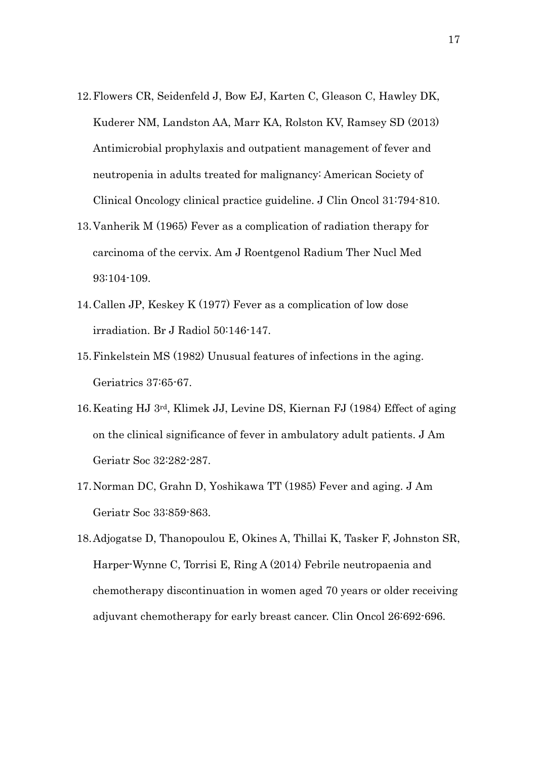12. Flowers CR, Seidenfeld J, Bow EJ, Karten C, Gleason C, Hawley DK, Kuderer NM, Landston AA, Marr KA, Rolston KV, Ramsey SD (2013) Antimicrobial prophylaxis and outpatient management of fever and neutropenia in adults treated for malignancy: American Society of Clinical Oncology clinical practice guideline. J Clin Oncol 31:794-810.
13. Vanherik M (1965) Fever as a complication of radiation therapy for carcinoma of the cervix. Am J Roentgenol Radium Ther Nucl Med 93:104-109.
14. Callen JP, Keskey K (1977) Fever as a complication of low dose irradiation. Br J Radiol 50:146-147.
15. Finkelstein MS (1982) Unusual features of infections in the aging. Geriatrics 37:65-67.
16. Keating HJ 3rd, Klimek JJ, Levine DS, Kiernan FJ (1984) Effect of aging on the clinical significance of fever in ambulatory adult patients. J Am Geriatr Soc 32:282-287.
17. Norman DC, Grahn D, Yoshikawa TT (1985) Fever and aging. J Am Geriatr Soc 33:859-863.
18. Adjogatse D, Thanopoulou E, Okines A, Thillai K, Tasker F, Johnston SR, Harper-Wynne C, Torrisi E, Ring A (2014) Febrile neutropaenia and chemotherapy discontinuation in women aged 70 years or older receiving adjuvant chemotherapy for early breast cancer. Clin Oncol 26:692-696.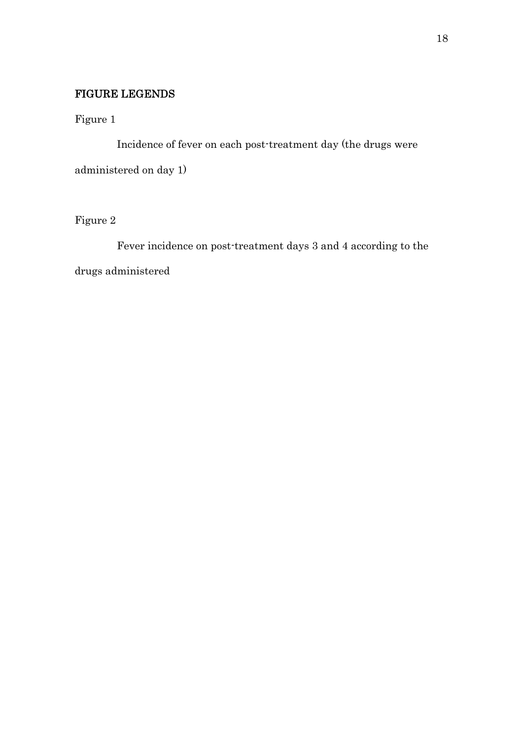## FIGURE LEGENDS

Figure 1

Incidence of fever on each post-treatment day (the drugs were administered on day 1)

Figure 2

Fever incidence on post-treatment days 3 and 4 according to the drugs administered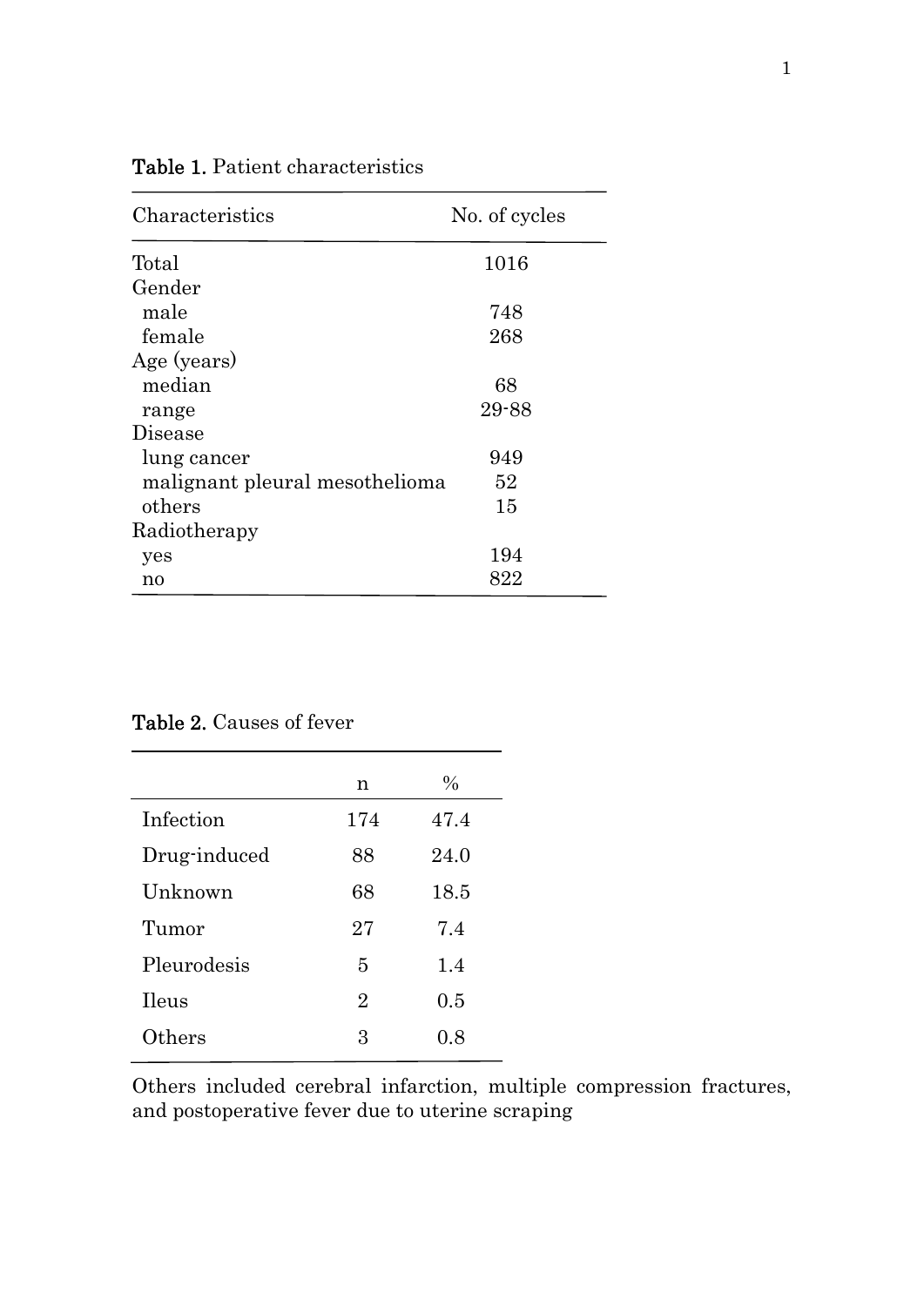**Table 1.** Patient characteristics

| Characteristics | No. of cycles |
|---|---|
| Total | 1016 |
| Gender | |
| male | 748 |
| female | 268 |
| Age (years) | |
| median | 68 |
| range | 29-88 |
| Disease | |
| lung cancer | 949 |
| malignant pleural mesothelioma | 52 |
| others | 15 |
| Radiotherapy | |
| yes | 194 |
| no | 822 |

**Table 2.** Causes of fever

| | n | % |
|---|---|---|
| Infection | 174 | 47.4 |
| Drug-induced | 88 | 24.0 |
| Unknown | 68 | 18.5 |
| Tumor | 27 | 7.4 |
| Pleurodesis | 5 | 1.4 |
| Ileus | 2 | 0.5 |
| Others | 3 | 0.8 |

Others included cerebral infarction, multiple compression fractures, and postoperative fever due to uterine scraping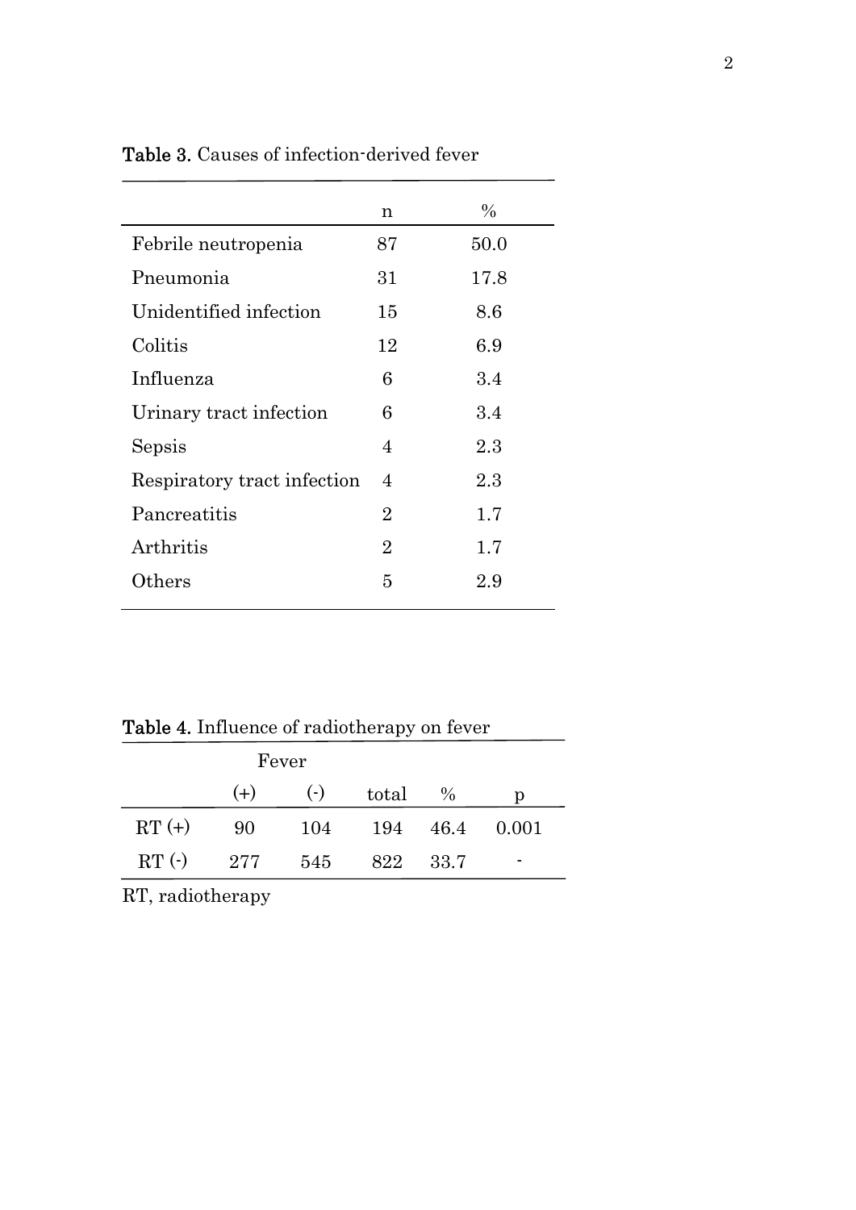**Table 3.** Causes of infection-derived fever

| | n | % |
|---|---|---|
| Febrile neutropenia | 87 | 50.0 |
| Pneumonia | 31 | 17.8 |
| Unidentified infection | 15 | 8.6 |
| Colitis | 12 | 6.9 |
| Influenza | 6 | 3.4 |
| Urinary tract infection | 6 | 3.4 |
| Sepsis | 4 | 2.3 |
| Respiratory tract infection | 4 | 2.3 |
| Pancreatitis | 2 | 1.7 |
| Arthritis | 2 | 1.7 |
| Others | 5 | 2.9 |

**Table 4.** Influence of radiotherapy on fever

| | Fever | | | | |
|---|---|---|---|---|---|
| | (+) | (-) | total | % | p |
| RT (+) | 90 | 104 | 194 | 46.4 | 0.001 |
| RT (-) | 277 | 545 | 822 | 33.7 | - |

RT, radiotherapy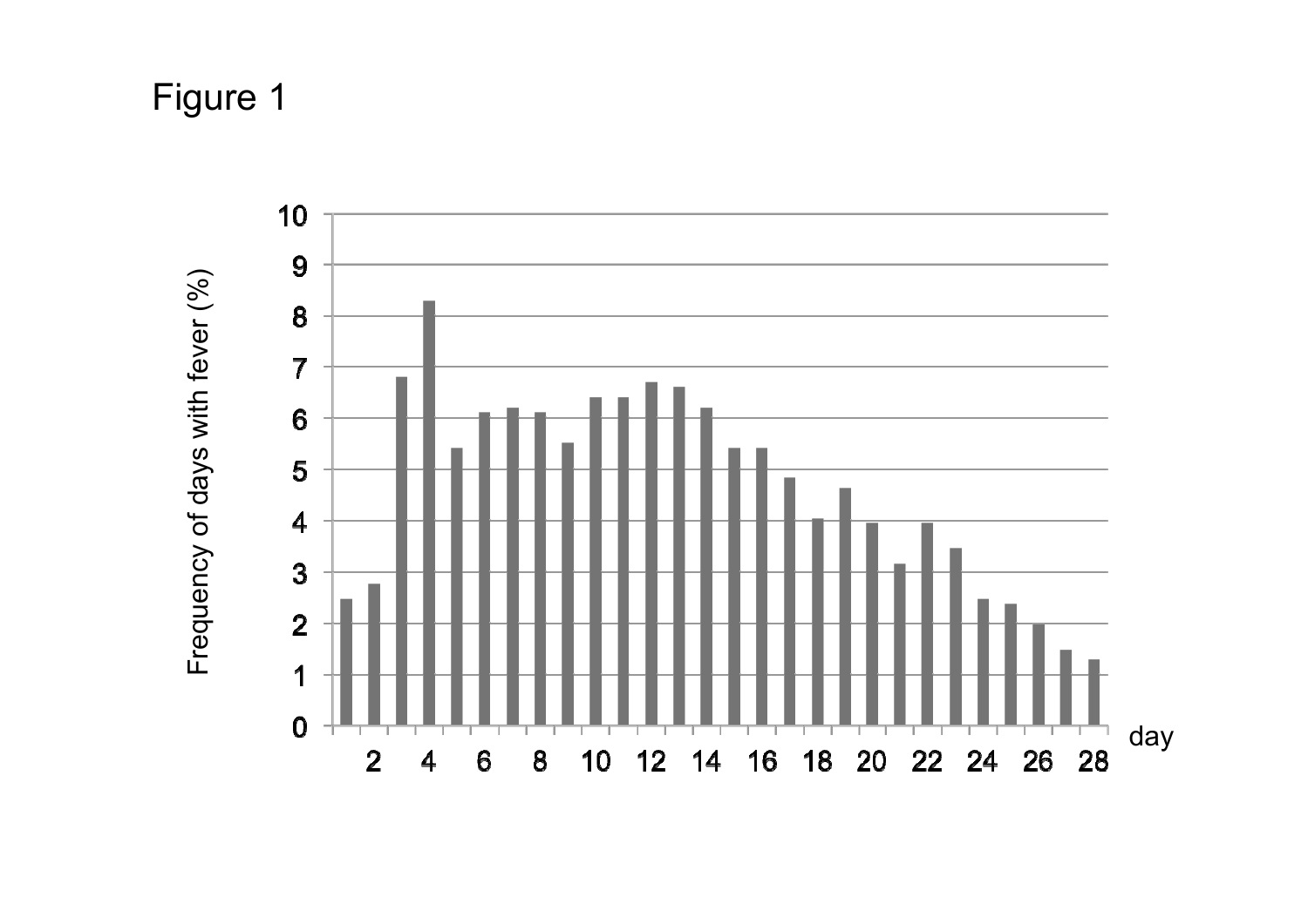Figure 1

10
9
8
7
6
5
4
3
2
1
0

Frequency of days with fever (%)

2
4
6
8
10
12
14
16
18
20
22
24
26
28

day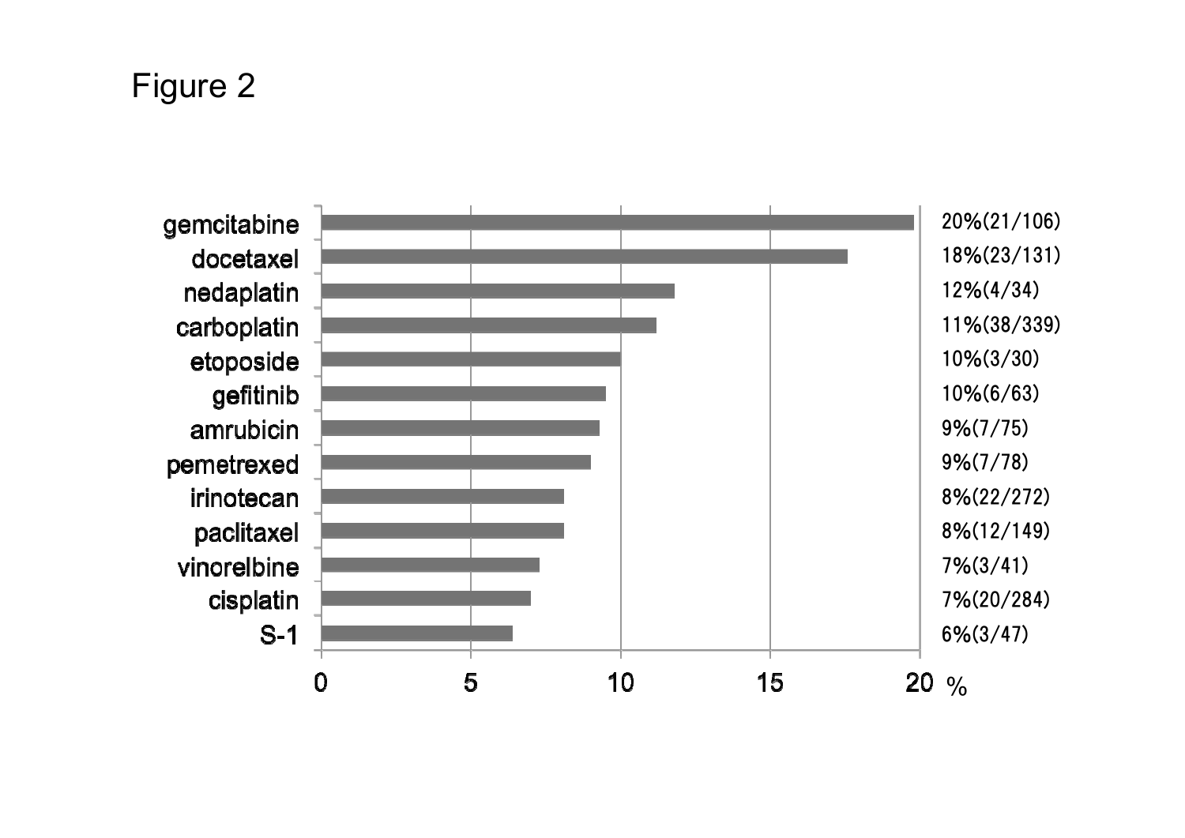Figure 2

gemcitabine
docetaxel
nedaplatin
carboplatin
etoposide
gefitinib
amrubicin
pemetrexed
irinotecan
paclitaxel
vinorelbine
cisplatin
S-1

0 5 10 15 20 %

20%(21/106)
18%(23/131)
12%(4/34)
11%(38/339)
10%(3/30)
10%(6/63)
9%(7/75)
9%(7/78)
8%(22/272)
8%(12/149)
7%(3/41)
7%(20/284)
6%(3/47)